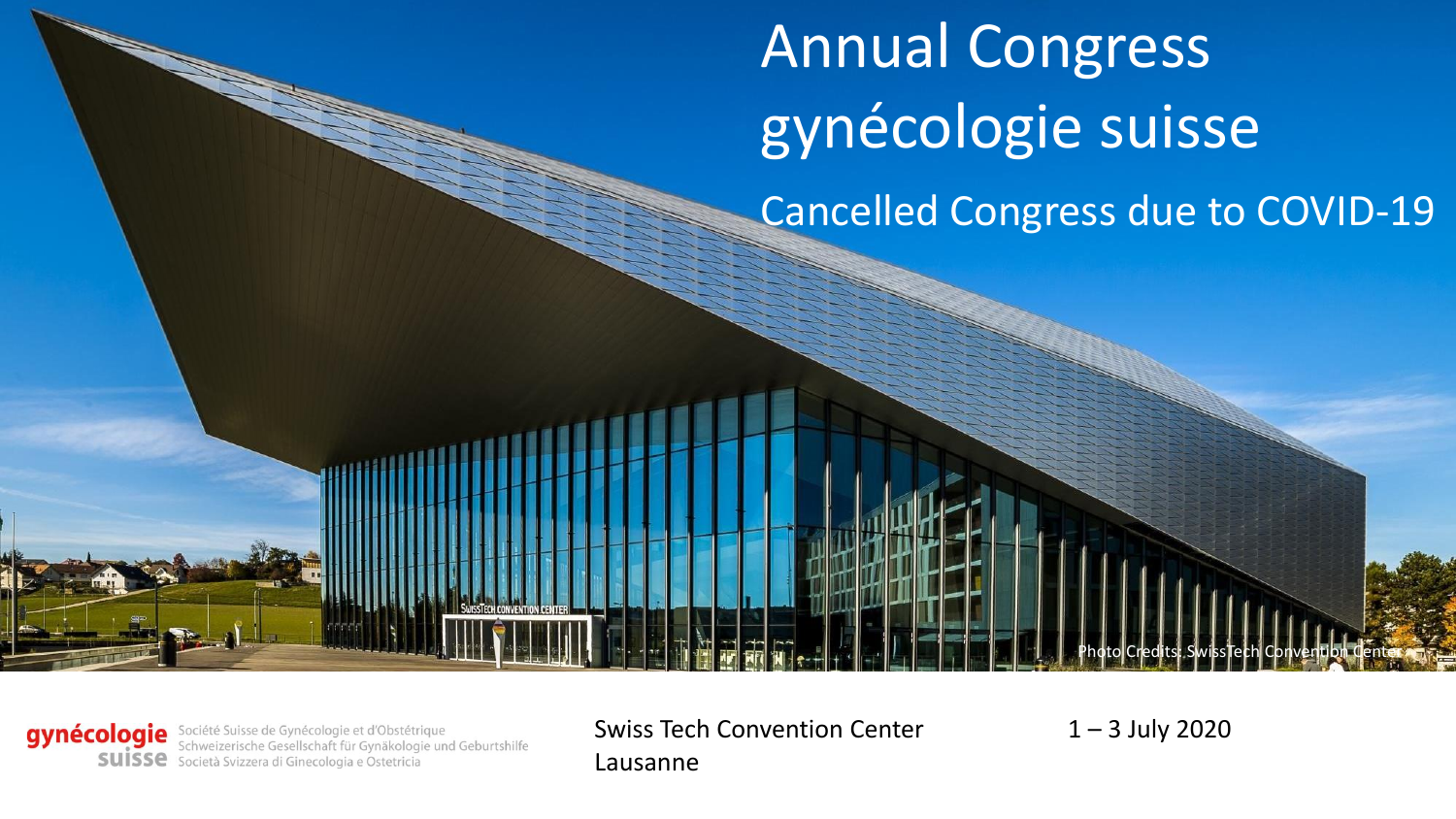# Annual Congress gynécologie suisse

## Cancelled Congress due to COVID-19

Photo Credits: SwissTech Convention Center

gynécologie suisse — Société Suisse de Gynécologie et d'Obstétrique, Schweizerische Gesellschaft für Gynäkologie und Geburtshilfe, Società Svizzera di Ginecologia e Ostetricia

Swiss Tech Convention Center
Lausanne

1 – 3 July 2020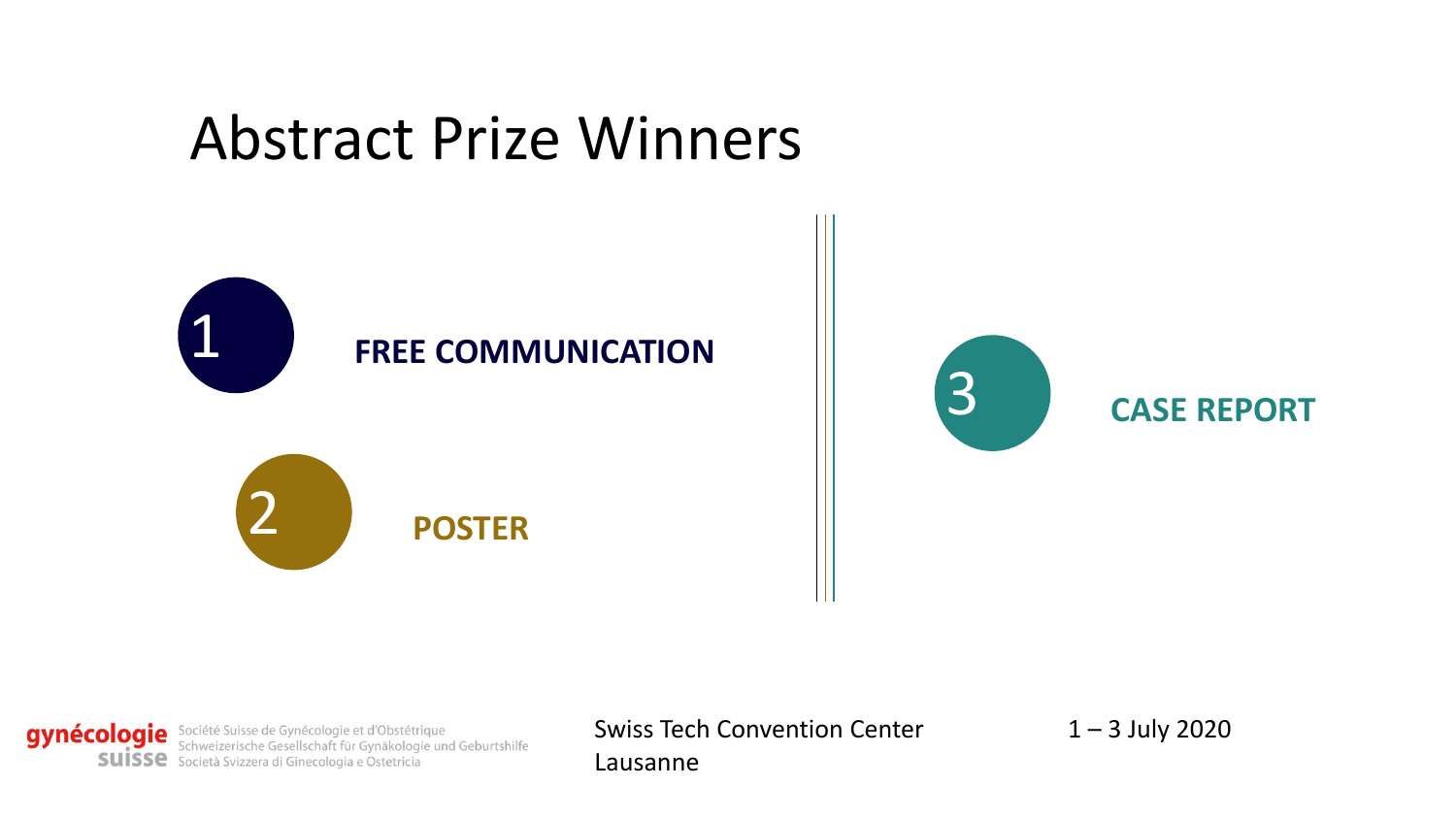# Abstract Prize Winners

1 **FREE COMMUNICATION**

2 **POSTER**

3 **CASE REPORT**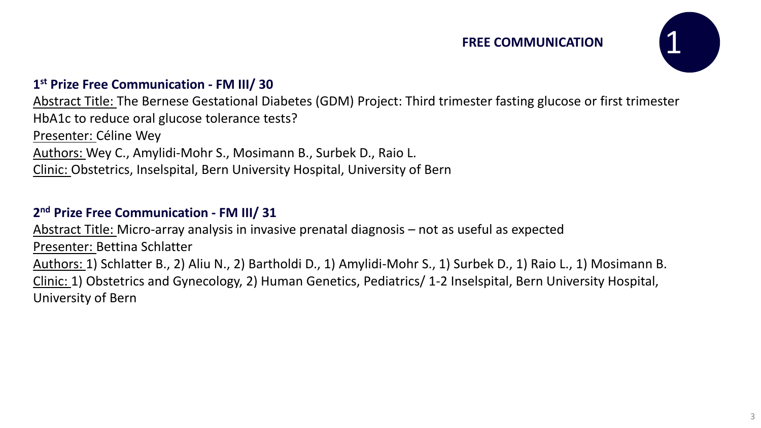## FREE COMMUNICATION 1

### 1st Prize Free Communication - FM III/ 30

Abstract Title: The Bernese Gestational Diabetes (GDM) Project: Third trimester fasting glucose or first trimester HbA1c to reduce oral glucose tolerance tests?

Presenter: Céline Wey

Authors: Wey C., Amylidi-Mohr S., Mosimann B., Surbek D., Raio L.

Clinic: Obstetrics, Inselspital, Bern University Hospital, University of Bern

### 2nd Prize Free Communication - FM III/ 31

Abstract Title: Micro-array analysis in invasive prenatal diagnosis – not as useful as expected

Presenter: Bettina Schlatter

Authors: 1) Schlatter B., 2) Aliu N., 2) Bartholdi D., 1) Amylidi-Mohr S., 1) Surbek D., 1) Raio L., 1) Mosimann B.

Clinic: 1) Obstetrics and Gynecology, 2) Human Genetics, Pediatrics/ 1-2 Inselspital, Bern University Hospital, University of Bern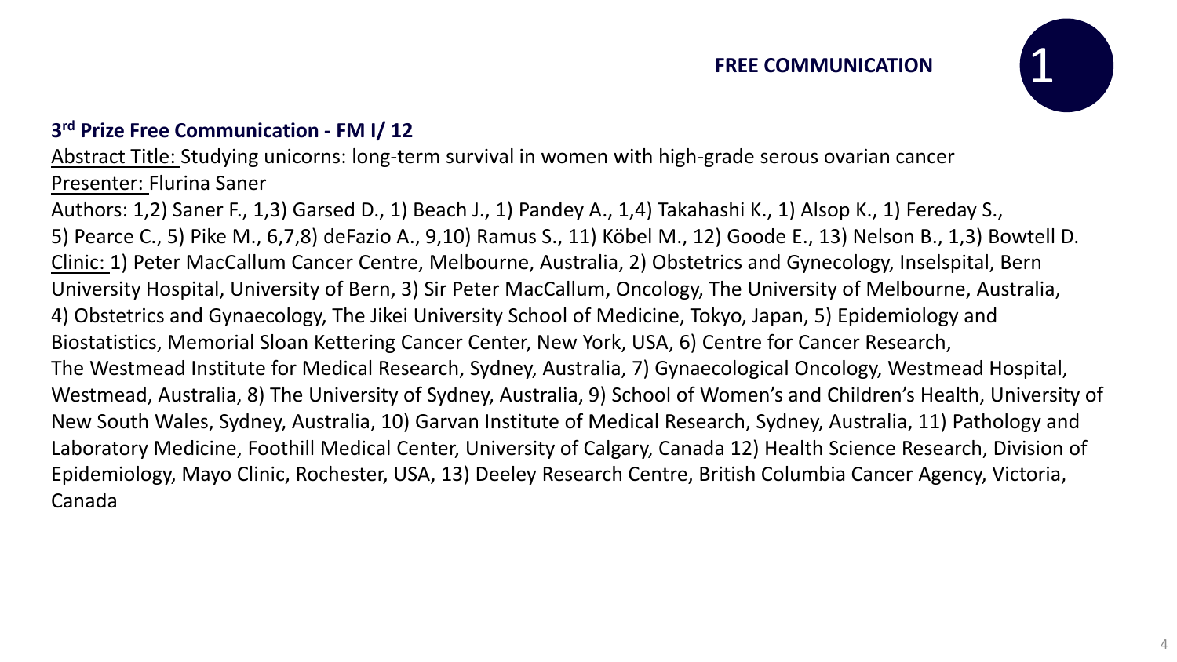**FREE COMMUNICATION**

1

### 3rd Prize Free Communication - FM I/ 12

Abstract Title: Studying unicorns: long-term survival in women with high-grade serous ovarian cancer

Presenter: Flurina Saner

Authors: 1,2) Saner F., 1,3) Garsed D., 1) Beach J., 1) Pandey A., 1,4) Takahashi K., 1) Alsop K., 1) Fereday S., 5) Pearce C., 5) Pike M., 6,7,8) deFazio A., 9,10) Ramus S., 11) Köbel M., 12) Goode E., 13) Nelson B., 1,3) Bowtell D.

Clinic: 1) Peter MacCallum Cancer Centre, Melbourne, Australia, 2) Obstetrics and Gynecology, Inselspital, Bern University Hospital, University of Bern, 3) Sir Peter MacCallum, Oncology, The University of Melbourne, Australia, 4) Obstetrics and Gynaecology, The Jikei University School of Medicine, Tokyo, Japan, 5) Epidemiology and Biostatistics, Memorial Sloan Kettering Cancer Center, New York, USA, 6) Centre for Cancer Research, The Westmead Institute for Medical Research, Sydney, Australia, 7) Gynaecological Oncology, Westmead Hospital, Westmead, Australia, 8) The University of Sydney, Australia, 9) School of Women's and Children's Health, University of New South Wales, Sydney, Australia, 10) Garvan Institute of Medical Research, Sydney, Australia, 11) Pathology and Laboratory Medicine, Foothill Medical Center, University of Calgary, Canada 12) Health Science Research, Division of Epidemiology, Mayo Clinic, Rochester, USA, 13) Deeley Research Centre, British Columbia Cancer Agency, Victoria, Canada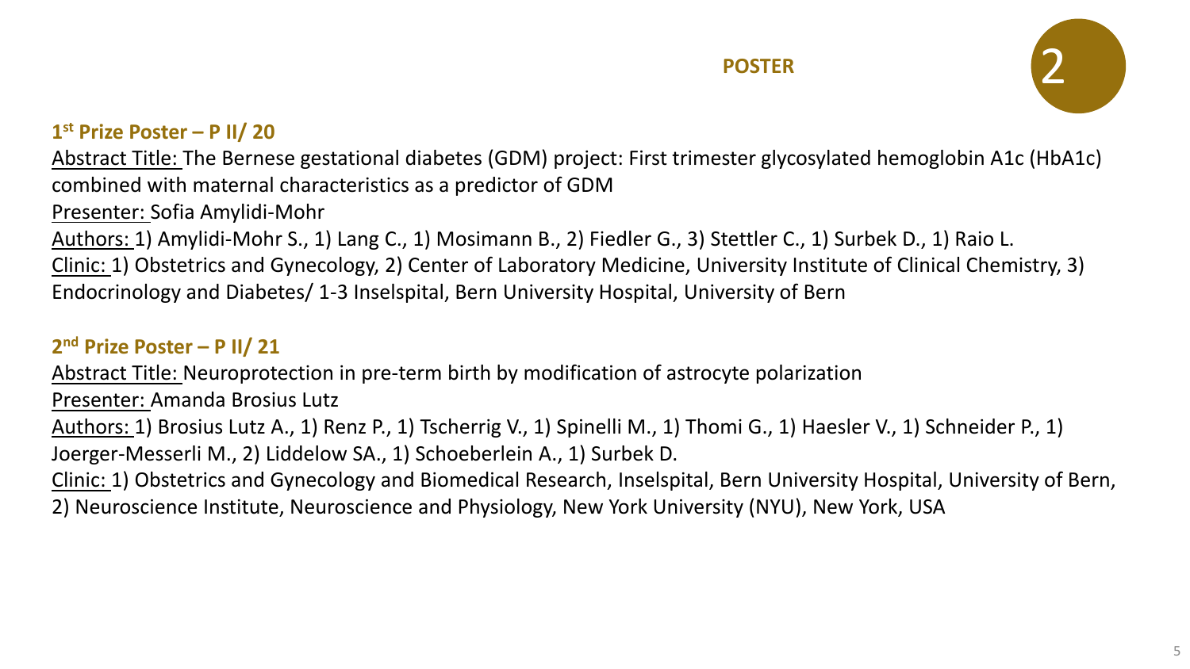## POSTER

## 2

### 1st Prize Poster – P II/ 20

Abstract Title: The Bernese gestational diabetes (GDM) project: First trimester glycosylated hemoglobin A1c (HbA1c) combined with maternal characteristics as a predictor of GDM

Presenter: Sofia Amylidi-Mohr

Authors: 1) Amylidi-Mohr S., 1) Lang C., 1) Mosimann B., 2) Fiedler G., 3) Stettler C., 1) Surbek D., 1) Raio L.

Clinic: 1) Obstetrics and Gynecology, 2) Center of Laboratory Medicine, University Institute of Clinical Chemistry, 3) Endocrinology and Diabetes/ 1-3 Inselspital, Bern University Hospital, University of Bern

### 2nd Prize Poster – P II/ 21

Abstract Title: Neuroprotection in pre-term birth by modification of astrocyte polarization

Presenter: Amanda Brosius Lutz

Authors: 1) Brosius Lutz A., 1) Renz P., 1) Tscherrig V., 1) Spinelli M., 1) Thomi G., 1) Haesler V., 1) Schneider P., 1) Joerger-Messerli M., 2) Liddelow SA., 1) Schoeberlein A., 1) Surbek D.

Clinic: 1) Obstetrics and Gynecology and Biomedical Research, Inselspital, Bern University Hospital, University of Bern, 2) Neuroscience Institute, Neuroscience and Physiology, New York University (NYU), New York, USA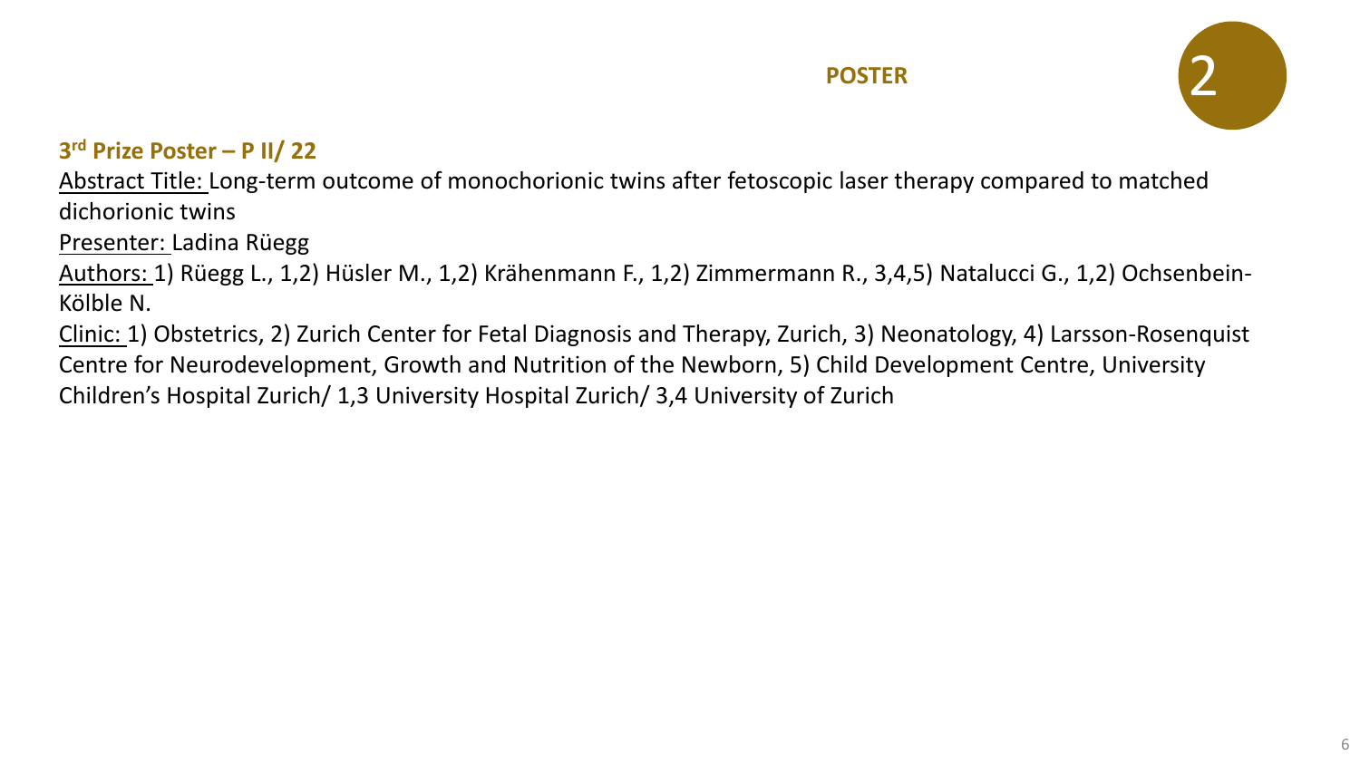**POSTER**

2

### 3rd Prize Poster – P II/ 22

Abstract Title: Long-term outcome of monochorionic twins after fetoscopic laser therapy compared to matched dichorionic twins

Presenter: Ladina Rüegg

Authors: 1) Rüegg L., 1,2) Hüsler M., 1,2) Krähenmann F., 1,2) Zimmermann R., 3,4,5) Natalucci G., 1,2) Ochsenbein-Kölble N.

Clinic: 1) Obstetrics, 2) Zurich Center for Fetal Diagnosis and Therapy, Zurich, 3) Neonatology, 4) Larsson-Rosenquist Centre for Neurodevelopment, Growth and Nutrition of the Newborn, 5) Child Development Centre, University Children's Hospital Zurich/ 1,3 University Hospital Zurich/ 3,4 University of Zurich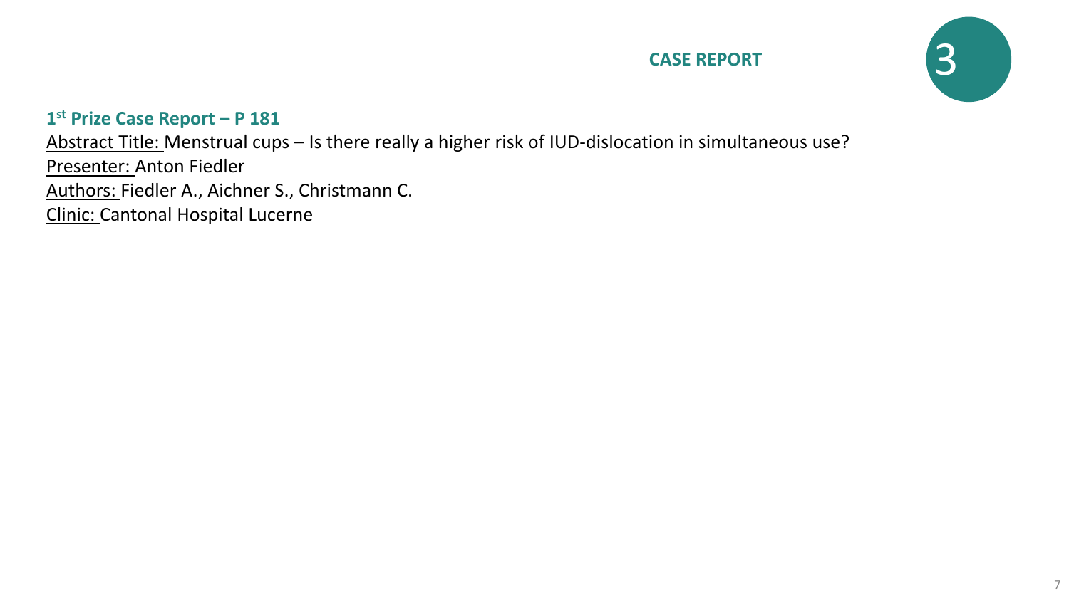CASE REPORT

3

## 1st Prize Case Report – P 181

Abstract Title: Menstrual cups – Is there really a higher risk of IUD-dislocation in simultaneous use?

Presenter: Anton Fiedler

Authors: Fiedler A., Aichner S., Christmann C.

Clinic: Cantonal Hospital Lucerne